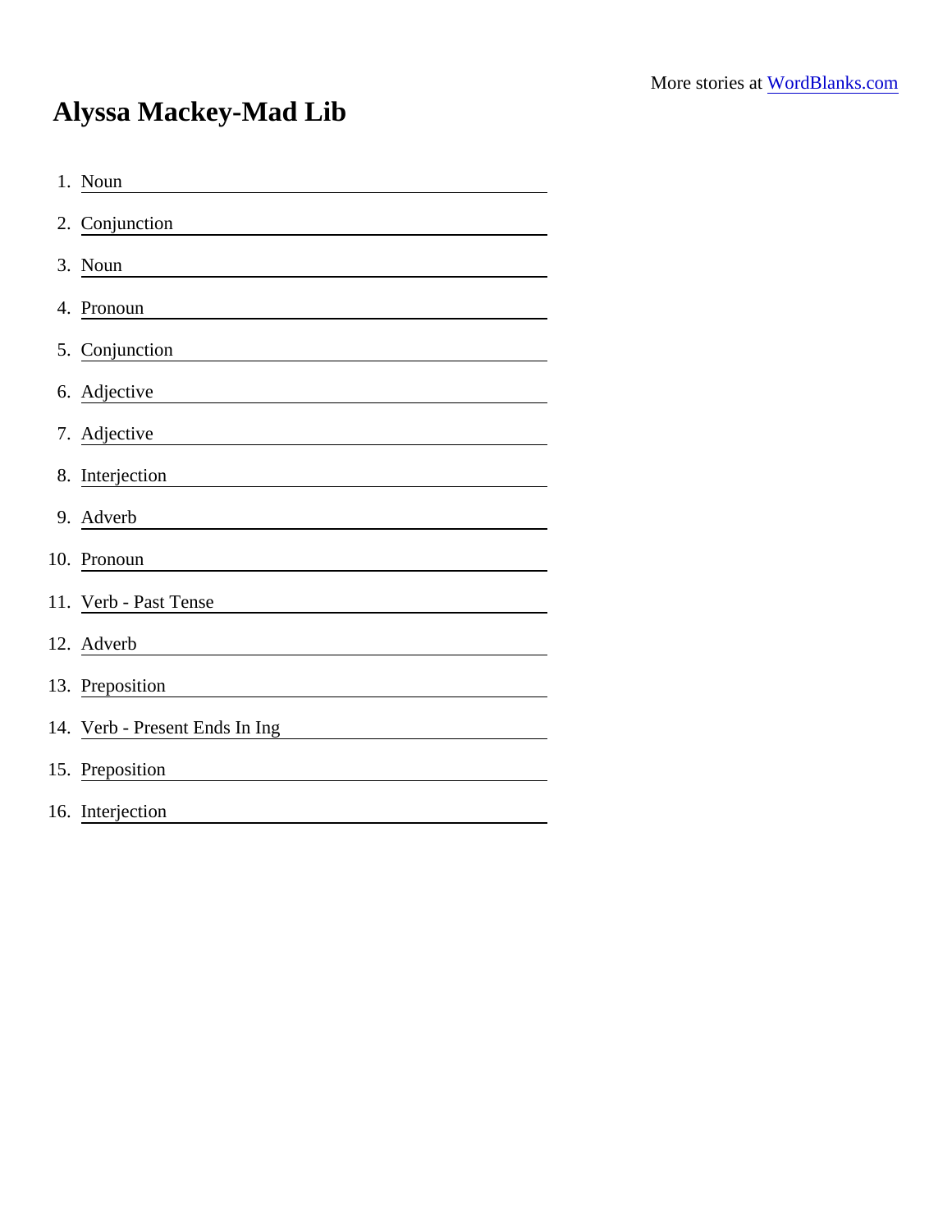More stories at [WordBlanks.com](https://www.wordblanks.com)

# Alyssa Mackey-Mad Lib

1. Noun \_\_\_\_\_\_\_\_\_\_\_\_\_\_\_\_\_\_\_\_
2. Conjunction \_\_\_\_\_\_\_\_\_\_\_\_\_\_\_\_\_\_\_\_
3. Noun \_\_\_\_\_\_\_\_\_\_\_\_\_\_\_\_\_\_\_\_
4. Pronoun \_\_\_\_\_\_\_\_\_\_\_\_\_\_\_\_\_\_\_\_
5. Conjunction \_\_\_\_\_\_\_\_\_\_\_\_\_\_\_\_\_\_\_\_
6. Adjective \_\_\_\_\_\_\_\_\_\_\_\_\_\_\_\_\_\_\_\_
7. Adjective \_\_\_\_\_\_\_\_\_\_\_\_\_\_\_\_\_\_\_\_
8. Interjection \_\_\_\_\_\_\_\_\_\_\_\_\_\_\_\_\_\_\_\_
9. Adverb \_\_\_\_\_\_\_\_\_\_\_\_\_\_\_\_\_\_\_\_
10. Pronoun \_\_\_\_\_\_\_\_\_\_\_\_\_\_\_\_\_\_\_\_
11. Verb - Past Tense \_\_\_\_\_\_\_\_\_\_\_\_\_\_\_\_\_\_\_\_
12. Adverb \_\_\_\_\_\_\_\_\_\_\_\_\_\_\_\_\_\_\_\_
13. Preposition \_\_\_\_\_\_\_\_\_\_\_\_\_\_\_\_\_\_\_\_
14. Verb - Present Ends In Ing \_\_\_\_\_\_\_\_\_\_\_\_\_\_\_\_\_\_\_\_
15. Preposition \_\_\_\_\_\_\_\_\_\_\_\_\_\_\_\_\_\_\_\_
16. Interjection \_\_\_\_\_\_\_\_\_\_\_\_\_\_\_\_\_\_\_\_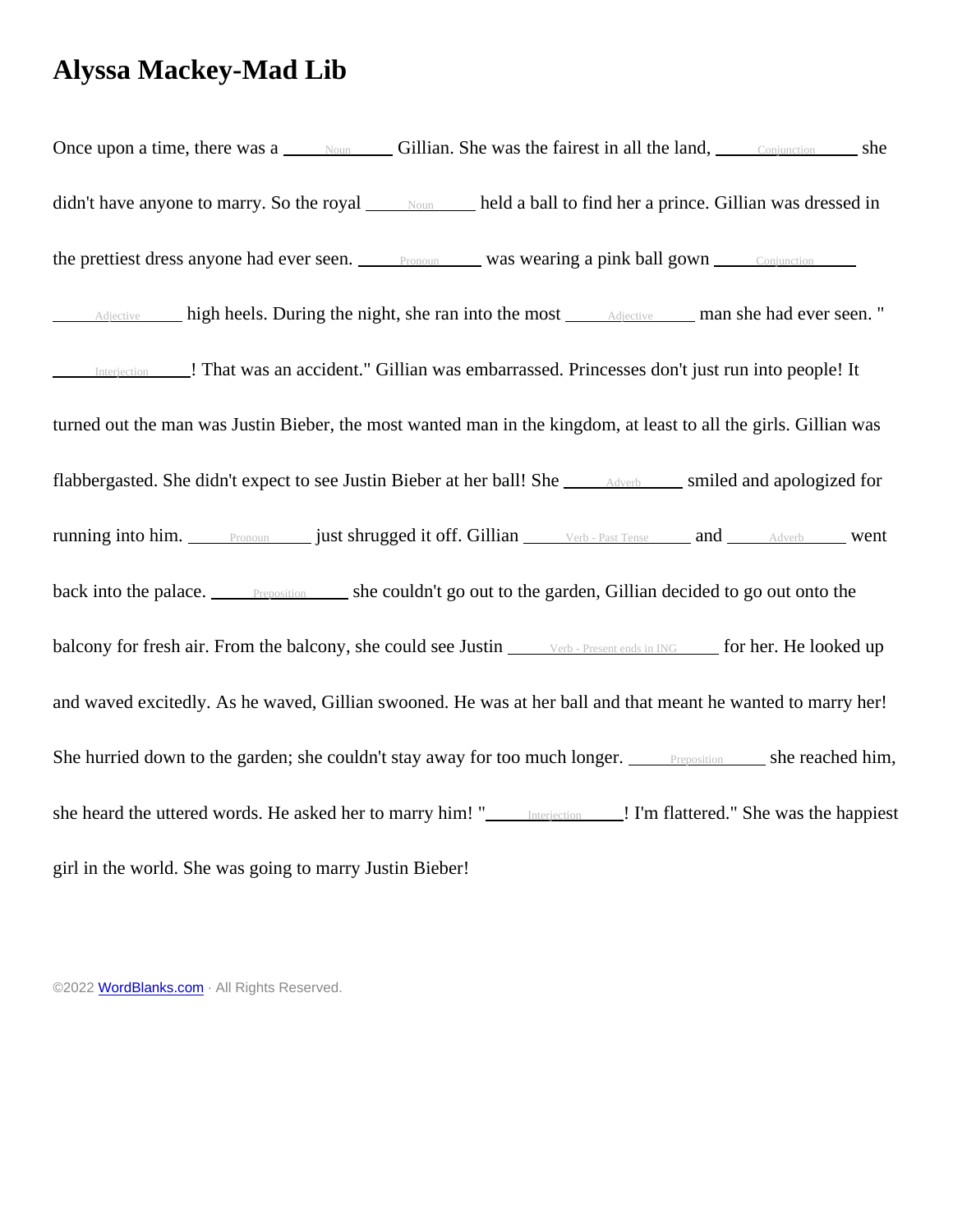# Alyssa Mackey-Mad Lib

Once upon a time, there was a \_\_\_\_\_Noun\_\_\_\_\_ Gillian. She was the fairest in all the land, \_\_\_\_\_Conjunction\_\_\_\_\_ she didn't have anyone to marry. So the royal \_\_\_\_\_Noun\_\_\_\_\_ held a ball to find her a prince. Gillian was dressed in the prettiest dress anyone had ever seen. \_\_\_\_\_Pronoun\_\_\_\_\_ was wearing a pink ball gown \_\_\_\_\_Conjunction\_\_\_\_\_ \_\_\_\_\_Adjective\_\_\_\_\_ high heels. During the night, she ran into the most \_\_\_\_\_Adjective\_\_\_\_\_ man she had ever seen. "\_\_\_\_\_Interjection\_\_\_\_\_! That was an accident." Gillian was embarrassed. Princesses don't just run into people! It turned out the man was Justin Bieber, the most wanted man in the kingdom, at least to all the girls. Gillian was flabbergasted. She didn't expect to see Justin Bieber at her ball! She \_\_\_\_\_Adverb\_\_\_\_\_ smiled and apologized for running into him. \_\_\_\_\_Pronoun\_\_\_\_\_ just shrugged it off. Gillian \_\_\_\_\_Verb - Past Tense\_\_\_\_\_ and \_\_\_\_\_Adverb\_\_\_\_\_ went back into the palace. \_\_\_\_\_Preposition\_\_\_\_\_ she couldn't go out to the garden, Gillian decided to go out onto the balcony for fresh air. From the balcony, she could see Justin \_\_\_\_\_Verb - Present ends in ING\_\_\_\_\_ for her. He looked up and waved excitedly. As he waved, Gillian swooned. He was at her ball and that meant he wanted to marry her! She hurried down to the garden; she couldn't stay away for too much longer. \_\_\_\_\_Preposition\_\_\_\_\_ she reached him, she heard the uttered words. He asked her to marry him! "\_\_\_\_\_Interjection\_\_\_\_\_! I'm flattered." She was the happiest girl in the world. She was going to marry Justin Bieber!

©2022 WordBlanks.com · All Rights Reserved.